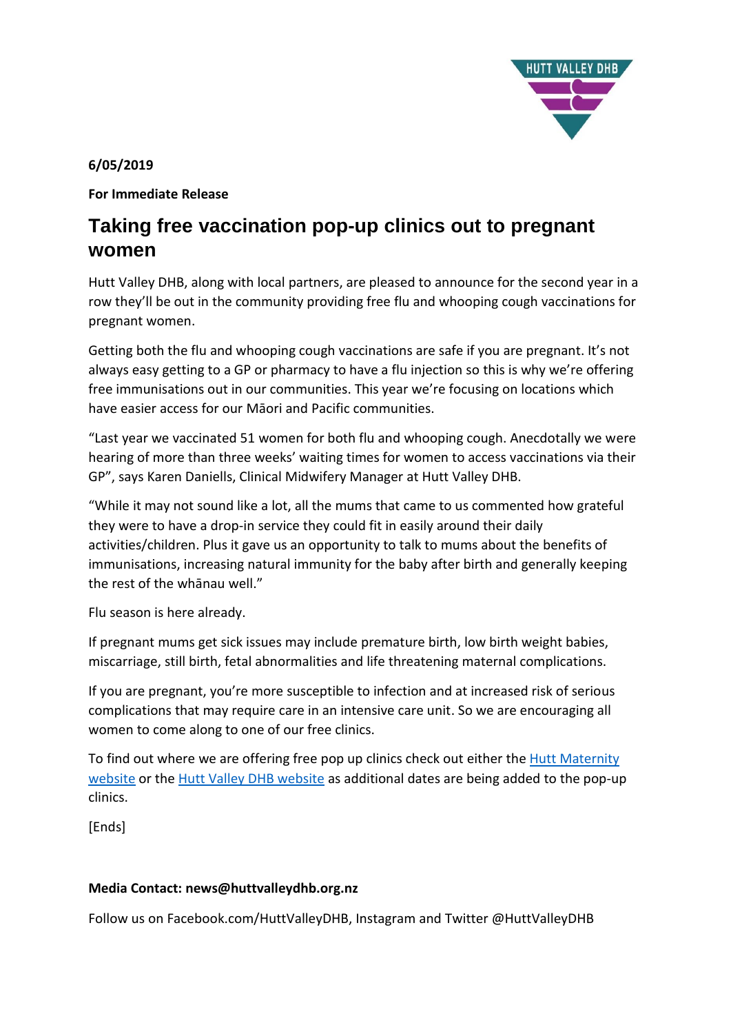**6/05/2019**

**For Immediate Release**

# Taking free vaccination pop-up clinics out to pregnant women

Hutt Valley DHB, along with local partners, are pleased to announce for the second year in a row they'll be out in the community providing free flu and whooping cough vaccinations for pregnant women.

Getting both the flu and whooping cough vaccinations are safe if you are pregnant. It's not always easy getting to a GP or pharmacy to have a flu injection so this is why we're offering free immunisations out in our communities. This year we're focusing on locations which have easier access for our Māori and Pacific communities.

"Last year we vaccinated 51 women for both flu and whooping cough. Anecdotally we were hearing of more than three weeks' waiting times for women to access vaccinations via their GP", says Karen Daniells, Clinical Midwifery Manager at Hutt Valley DHB.

"While it may not sound like a lot, all the mums that came to us commented how grateful they were to have a drop-in service they could fit in easily around their daily activities/children. Plus it gave us an opportunity to talk to mums about the benefits of immunisations, increasing natural immunity for the baby after birth and generally keeping the rest of the whānau well."

Flu season is here already.

If pregnant mums get sick issues may include premature birth, low birth weight babies, miscarriage, still birth, fetal abnormalities and life threatening maternal complications.

If you are pregnant, you're more susceptible to infection and at increased risk of serious complications that may require care in an intensive care unit. So we are encouraging all women to come along to one of our free clinics.

To find out where we are offering free pop up clinics check out either the Hutt Maternity website or the Hutt Valley DHB website as additional dates are being added to the pop-up clinics.

[Ends]

**Media Contact: news@huttvalleydhb.org.nz**

Follow us on Facebook.com/HuttValleyDHB, Instagram and Twitter @HuttValleyDHB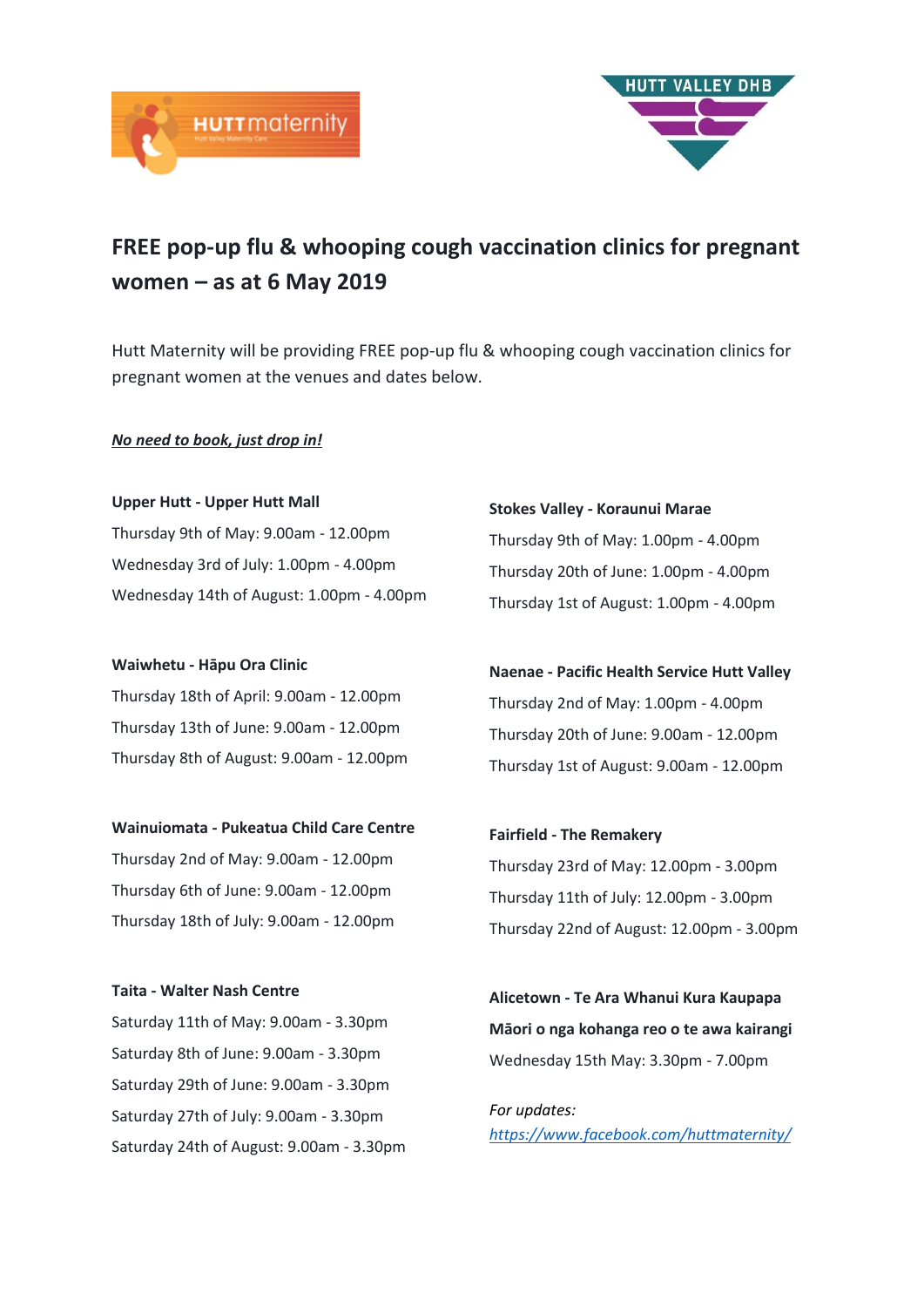# FREE pop-up flu & whooping cough vaccination clinics for pregnant women – as at 6 May 2019

Hutt Maternity will be providing FREE pop-up flu & whooping cough vaccination clinics for pregnant women at the venues and dates below.

***No need to book, just drop in!***

**Upper Hutt - Upper Hutt Mall**

Thursday 9th of May: 9.00am - 12.00pm
Wednesday 3rd of July: 1.00pm - 4.00pm
Wednesday 14th of August: 1.00pm - 4.00pm

**Waiwhetu - Hāpu Ora Clinic**

Thursday 18th of April: 9.00am - 12.00pm
Thursday 13th of June: 9.00am - 12.00pm
Thursday 8th of August: 9.00am - 12.00pm

**Wainuiomata - Pukeatua Child Care Centre**

Thursday 2nd of May: 9.00am - 12.00pm
Thursday 6th of June: 9.00am - 12.00pm
Thursday 18th of July: 9.00am - 12.00pm

**Taita - Walter Nash Centre**

Saturday 11th of May: 9.00am - 3.30pm
Saturday 8th of June: 9.00am - 3.30pm
Saturday 29th of June: 9.00am - 3.30pm
Saturday 27th of July: 9.00am - 3.30pm
Saturday 24th of August: 9.00am - 3.30pm

**Stokes Valley - Koraunui Marae**

Thursday 9th of May: 1.00pm - 4.00pm
Thursday 20th of June: 1.00pm - 4.00pm
Thursday 1st of August: 1.00pm - 4.00pm

**Naenae - Pacific Health Service Hutt Valley**

Thursday 2nd of May: 1.00pm - 4.00pm
Thursday 20th of June: 9.00am - 12.00pm
Thursday 1st of August: 9.00am - 12.00pm

**Fairfield - The Remakery**

Thursday 23rd of May: 12.00pm - 3.00pm
Thursday 11th of July: 12.00pm - 3.00pm
Thursday 22nd of August: 12.00pm - 3.00pm

**Alicetown - Te Ara Whanui Kura Kaupapa Māori o nga kohanga reo o te awa kairangi**

Wednesday 15th May: 3.30pm - 7.00pm

*For updates:*
[https://www.facebook.com/huttmaternity/](https://www.facebook.com/huttmaternity/)